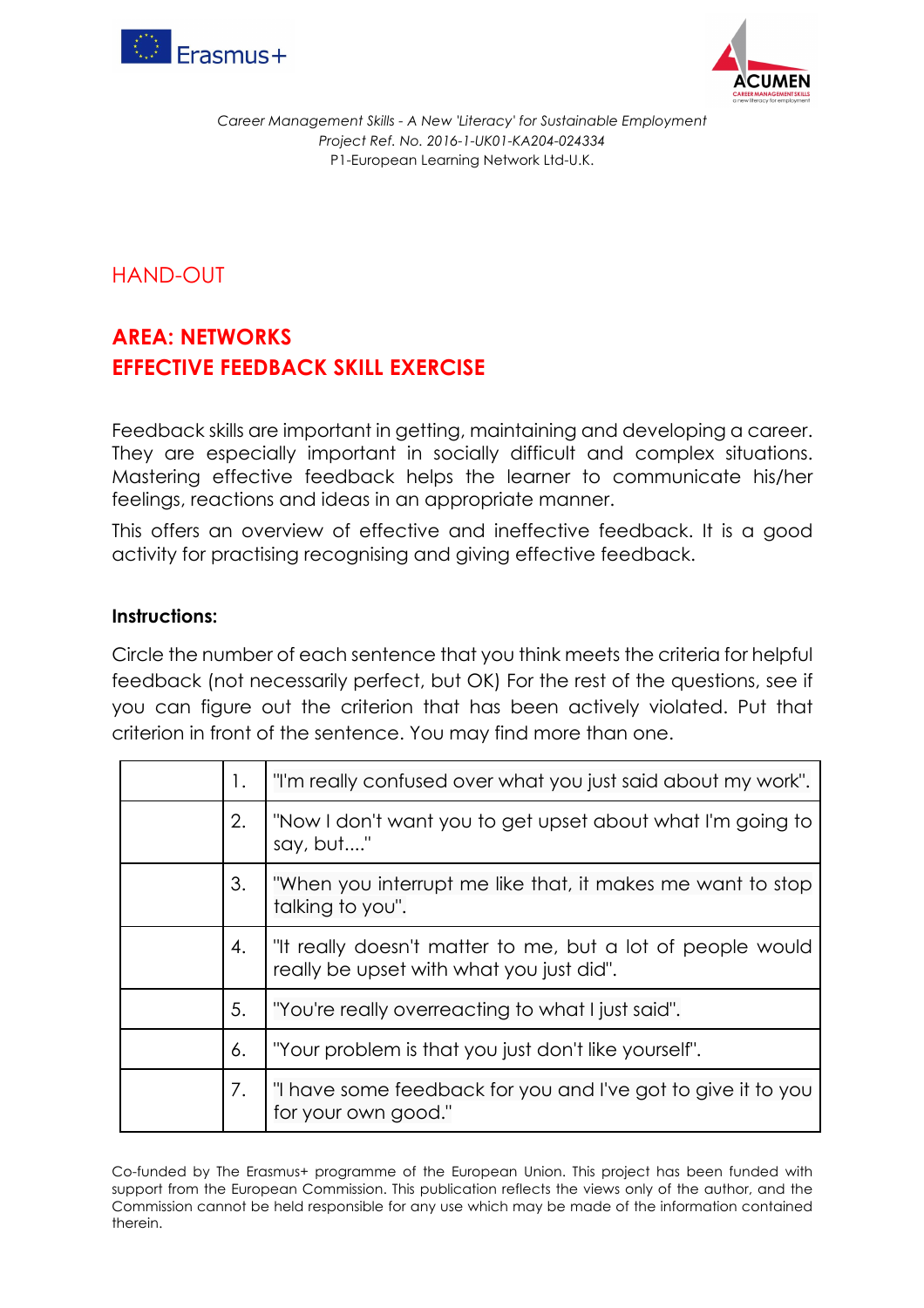Career Management Skills - A New 'Literacy' for Sustainable Employment
Project Ref. No. 2016-1-UK01-KA204-024334
P1-European Learning Network Ltd-U.K.

## HAND-OUT

# AREA: NETWORKS
# EFFECTIVE FEEDBACK SKILL EXERCISE

Feedback skills are important in getting, maintaining and developing a career. They are especially important in socially difficult and complex situations. Mastering effective feedback helps the learner to communicate his/her feelings, reactions and ideas in an appropriate manner.

This offers an overview of effective and ineffective feedback. It is a good activity for practising recognising and giving effective feedback.

**Instructions:**

Circle the number of each sentence that you think meets the criteria for helpful feedback (not necessarily perfect, but OK) For the rest of the questions, see if you can figure out the criterion that has been actively violated. Put that criterion in front of the sentence. You may find more than one.

| | | |
|---|---|---|
| | 1. | "I'm really confused over what you just said about my work". |
| | 2. | "Now I don't want you to get upset about what I'm going to say, but...." |
| | 3. | "When you interrupt me like that, it makes me want to stop talking to you". |
| | 4. | "It really doesn't matter to me, but a lot of people would really be upset with what you just did". |
| | 5. | "You're really overreacting to what I just said". |
| | 6. | "Your problem is that you just don't like yourself". |
| | 7. | "I have some feedback for you and I've got to give it to you for your own good." |

Co-funded by The Erasmus+ programme of the European Union. This project has been funded with support from the European Commission. This publication reflects the views only of the author, and the Commission cannot be held responsible for any use which may be made of the information contained therein.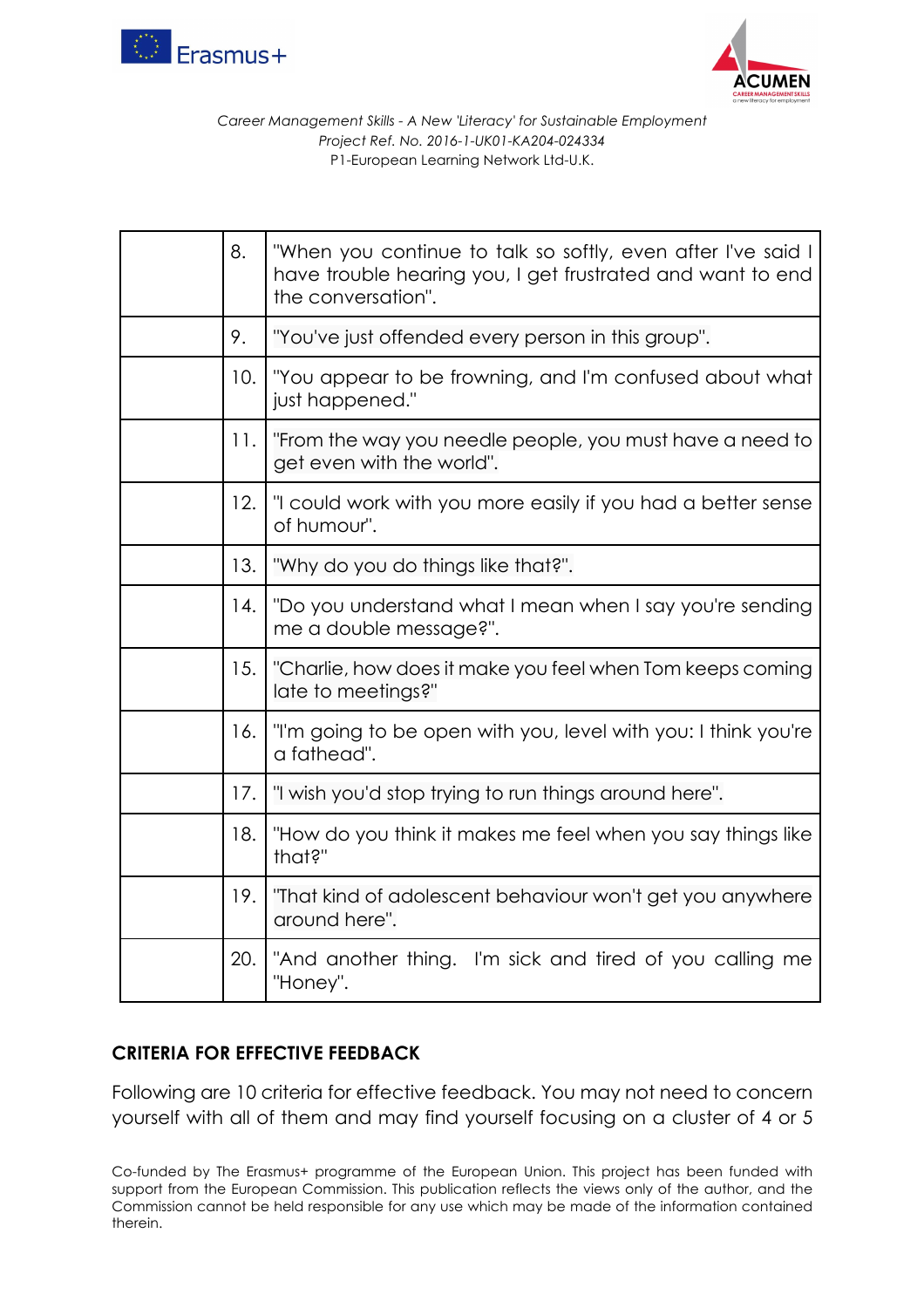| | | |
|---|---|---|
| | 8. | "When you continue to talk so softly, even after I've said I have trouble hearing you, I get frustrated and want to end the conversation". |
| | 9. | "You've just offended every person in this group". |
| | 10. | "You appear to be frowning, and I'm confused about what just happened." |
| | 11. | "From the way you needle people, you must have a need to get even with the world". |
| | 12. | "I could work with you more easily if you had a better sense of humour". |
| | 13. | "Why do you do things like that?". |
| | 14. | "Do you understand what I mean when I say you're sending me a double message?". |
| | 15. | "Charlie, how does it make you feel when Tom keeps coming late to meetings?" |
| | 16. | "I'm going to be open with you, level with you: I think you're a fathead". |
| | 17. | "I wish you'd stop trying to run things around here". |
| | 18. | "How do you think it makes me feel when you say things like that?" |
| | 19. | "That kind of adolescent behaviour won't get you anywhere around here". |
| | 20. | "And another thing. I'm sick and tired of you calling me "Honey". |

**CRITERIA FOR EFFECTIVE FEEDBACK**

Following are 10 criteria for effective feedback. You may not need to concern yourself with all of them and may find yourself focusing on a cluster of 4 or 5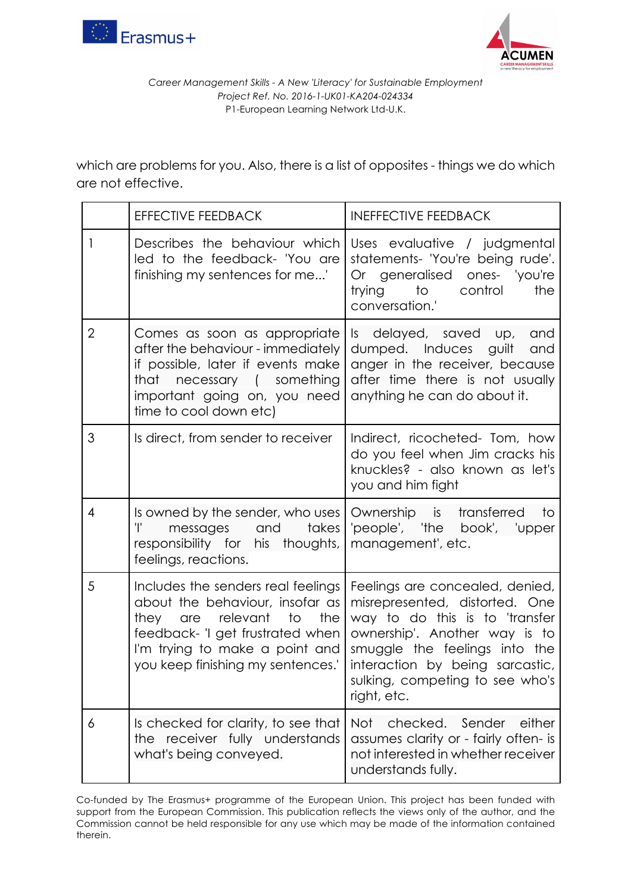which are problems for you. Also, there is a list of opposites - things we do which are not effective.

| | EFFECTIVE FEEDBACK | INEFFECTIVE FEEDBACK |
|---|---|---|
| 1 | Describes the behaviour which led to the feedback- 'You are finishing my sentences for me...' | Uses evaluative / judgmental statements- 'You're being rude'. Or generalised ones- 'you're trying to control the conversation.' |
| 2 | Comes as soon as appropriate after the behaviour - immediately if possible, later if events make that necessary ( something important going on, you need time to cool down etc) | Is delayed, saved up, and dumped. Induces guilt and anger in the receiver, because after time there is not usually anything he can do about it. |
| 3 | Is direct, from sender to receiver | Indirect, ricocheted- Tom, how do you feel when Jim cracks his knuckles? - also known as let's you and him fight |
| 4 | Is owned by the sender, who uses 'I' messages and takes responsibility for his thoughts, feelings, reactions. | Ownership is transferred to 'people', 'the book', 'upper management', etc. |
| 5 | Includes the senders real feelings about the behaviour, insofar as they are relevant to the feedback- 'I get frustrated when I'm trying to make a point and you keep finishing my sentences.' | Feelings are concealed, denied, misrepresented, distorted. One way to do this is to 'transfer ownership'. Another way is to smuggle the feelings into the interaction by being sarcastic, sulking, competing to see who's right, etc. |
| 6 | Is checked for clarity, to see that the receiver fully understands what's being conveyed. | Not checked. Sender either assumes clarity or - fairly often- is not interested in whether receiver understands fully. |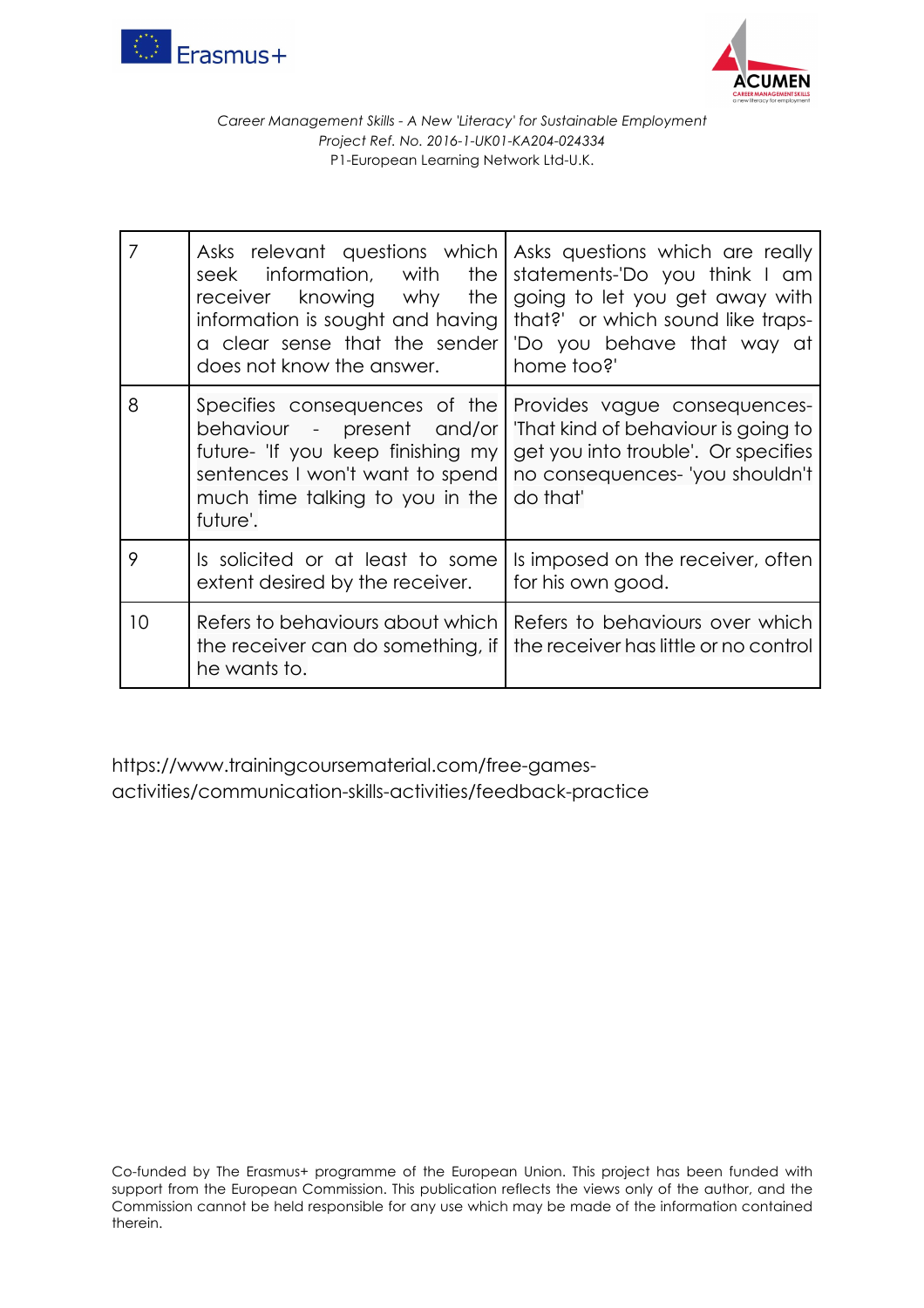| | | |
|---|---|---|
| 7 | Asks relevant questions which seek information, with the receiver knowing why the information is sought and having a clear sense that the sender does not know the answer. | Asks questions which are really statements-'Do you think I am going to let you get away with that?' or which sound like traps-'Do you behave that way at home too?' |
| 8 | Specifies consequences of the behaviour - present and/or future- 'If you keep finishing my sentences I won't want to spend much time talking to you in the future'. | Provides vague consequences-'That kind of behaviour is going to get you into trouble'. Or specifies no consequences- 'you shouldn't do that' |
| 9 | Is solicited or at least to some extent desired by the receiver. | Is imposed on the receiver, often for his own good. |
| 10 | Refers to behaviours about which the receiver can do something, if he wants to. | Refers to behaviours over which the receiver has little or no control |

https://www.trainingcoursematerial.com/free-games-activities/communication-skills-activities/feedback-practice